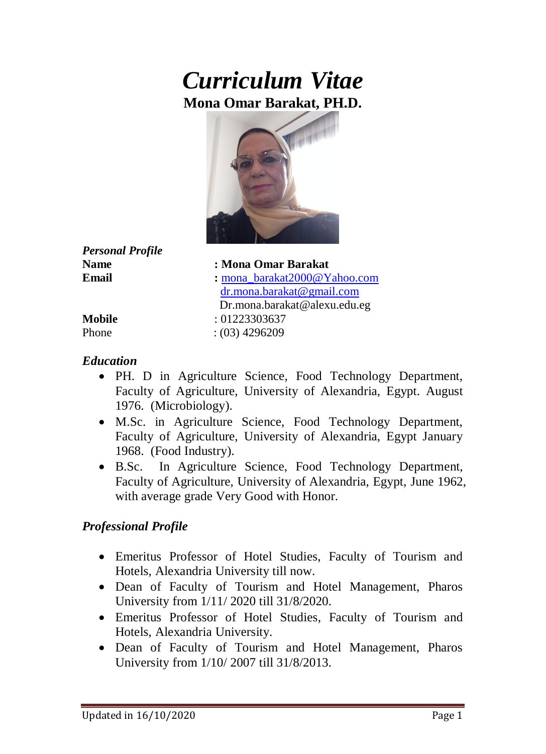# *Curriculum Vitae*

## Mona Omar Barakat, PH.D.

***Personal Profile***

**Name** : **Mona Omar Barakat**

**Email** : mona_barakat2000@Yahoo.com
dr.mona.barakat@gmail.com
Dr.mona.barakat@alexu.edu.eg

**Mobile** : 01223303637

Phone : (03) 4296209

### *Education*

- PH. D in Agriculture Science, Food Technology Department, Faculty of Agriculture, University of Alexandria, Egypt. August 1976. (Microbiology).
- M.Sc. in Agriculture Science, Food Technology Department, Faculty of Agriculture, University of Alexandria, Egypt January 1968. (Food Industry).
- B.Sc. In Agriculture Science, Food Technology Department, Faculty of Agriculture, University of Alexandria, Egypt, June 1962, with average grade Very Good with Honor.

### *Professional Profile*

- Emeritus Professor of Hotel Studies, Faculty of Tourism and Hotels, Alexandria University till now.
- Dean of Faculty of Tourism and Hotel Management, Pharos University from 1/11/ 2020 till 31/8/2020.
- Emeritus Professor of Hotel Studies, Faculty of Tourism and Hotels, Alexandria University.
- Dean of Faculty of Tourism and Hotel Management, Pharos University from 1/10/ 2007 till 31/8/2013.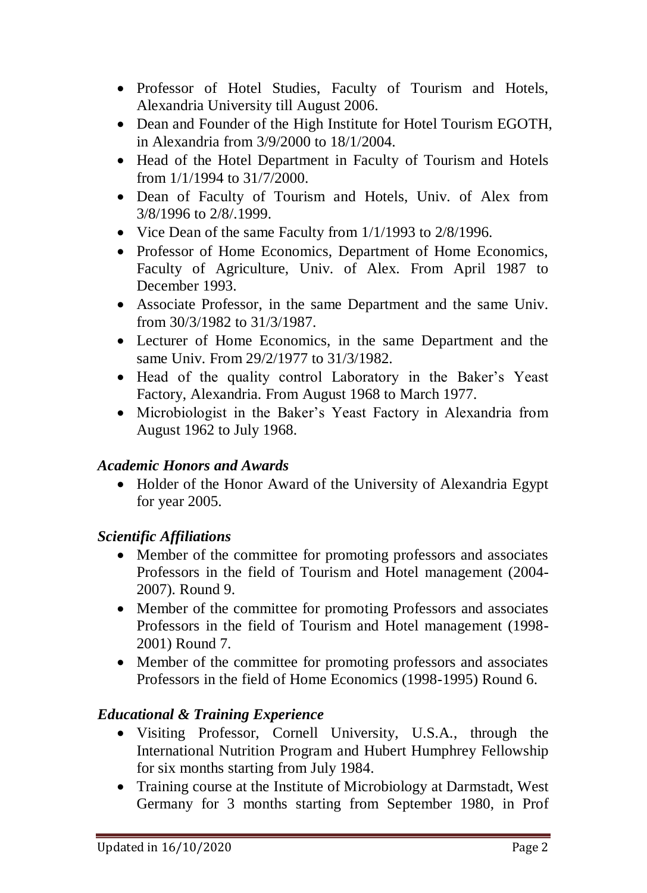- Professor of Hotel Studies, Faculty of Tourism and Hotels, Alexandria University till August 2006.
- Dean and Founder of the High Institute for Hotel Tourism EGOTH, in Alexandria from 3/9/2000 to 18/1/2004.
- Head of the Hotel Department in Faculty of Tourism and Hotels from 1/1/1994 to 31/7/2000.
- Dean of Faculty of Tourism and Hotels, Univ. of Alex from 3/8/1996 to 2/8/.1999.
- Vice Dean of the same Faculty from 1/1/1993 to 2/8/1996.
- Professor of Home Economics, Department of Home Economics, Faculty of Agriculture, Univ. of Alex. From April 1987 to December 1993.
- Associate Professor, in the same Department and the same Univ. from 30/3/1982 to 31/3/1987.
- Lecturer of Home Economics, in the same Department and the same Univ. From 29/2/1977 to 31/3/1982.
- Head of the quality control Laboratory in the Baker's Yeast Factory, Alexandria. From August 1968 to March 1977.
- Microbiologist in the Baker's Yeast Factory in Alexandria from August 1962 to July 1968.

### *Academic Honors and Awards*

- Holder of the Honor Award of the University of Alexandria Egypt for year 2005.

### *Scientific Affiliations*

- Member of the committee for promoting professors and associates Professors in the field of Tourism and Hotel management (2004-2007). Round 9.
- Member of the committee for promoting Professors and associates Professors in the field of Tourism and Hotel management (1998-2001) Round 7.
- Member of the committee for promoting professors and associates Professors in the field of Home Economics (1998-1995) Round 6.

### *Educational & Training Experience*

- Visiting Professor, Cornell University, U.S.A., through the International Nutrition Program and Hubert Humphrey Fellowship for six months starting from July 1984.
- Training course at the Institute of Microbiology at Darmstadt, West Germany for 3 months starting from September 1980, in Prof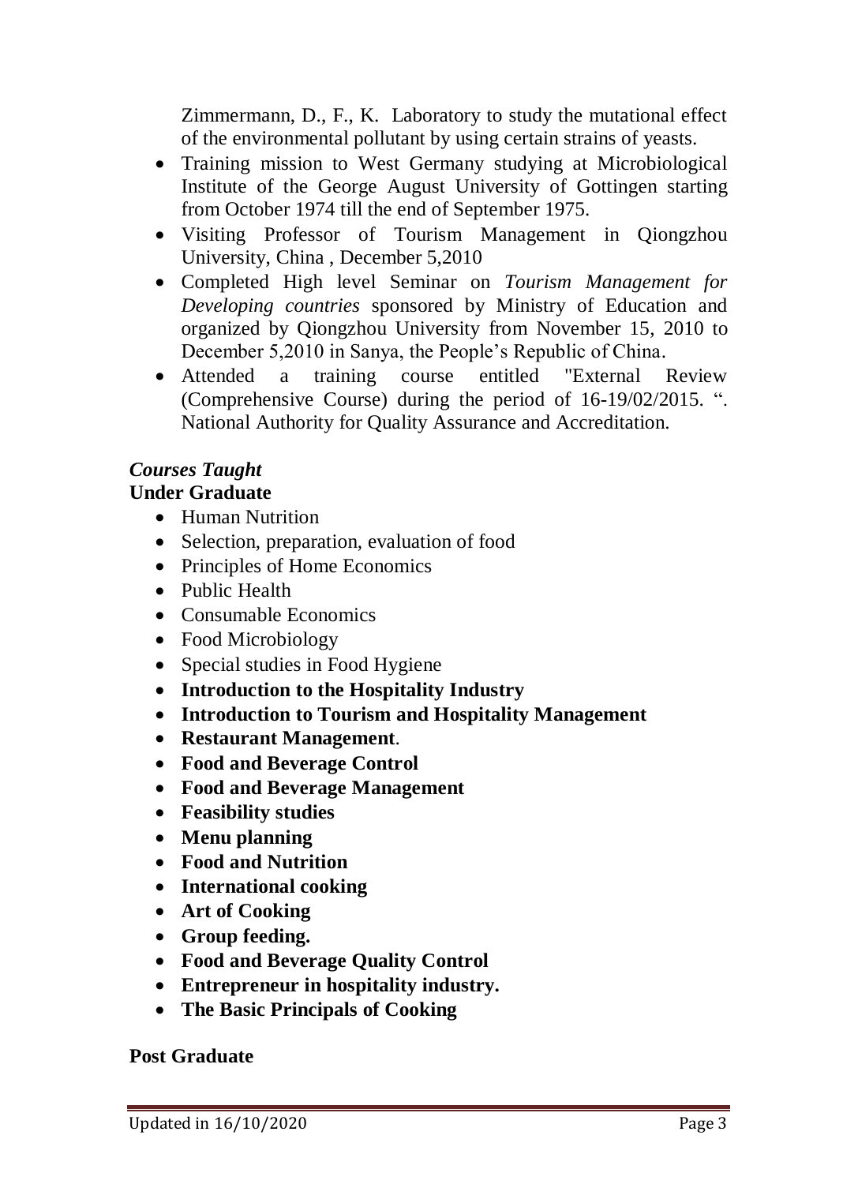Zimmermann, D., F., K. Laboratory to study the mutational effect of the environmental pollutant by using certain strains of yeasts.

- Training mission to West Germany studying at Microbiological Institute of the George August University of Gottingen starting from October 1974 till the end of September 1975.
- Visiting Professor of Tourism Management in Qiongzhou University, China , December 5,2010
- Completed High level Seminar on *Tourism Management for Developing countries* sponsored by Ministry of Education and organized by Qiongzhou University from November 15, 2010 to December 5,2010 in Sanya, the People's Republic of China.
- Attended a training course entitled "External Review (Comprehensive Course) during the period of 16-19/02/2015. ". National Authority for Quality Assurance and Accreditation.

### *Courses Taught*

**Under Graduate**

- Human Nutrition
- Selection, preparation, evaluation of food
- Principles of Home Economics
- Public Health
- Consumable Economics
- Food Microbiology
- Special studies in Food Hygiene
- **Introduction to the Hospitality Industry**
- **Introduction to Tourism and Hospitality Management**
- **Restaurant Management**.
- **Food and Beverage Control**
- **Food and Beverage Management**
- **Feasibility studies**
- **Menu planning**
- **Food and Nutrition**
- **International cooking**
- **Art of Cooking**
- **Group feeding.**
- **Food and Beverage Quality Control**
- **Entrepreneur in hospitality industry.**
- **The Basic Principals of Cooking**

**Post Graduate**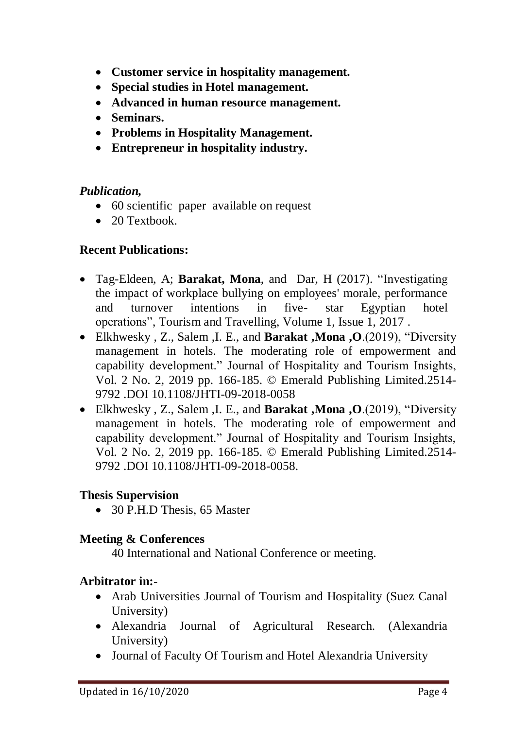- **Customer service in hospitality management.**
- **Special studies in Hotel management.**
- **Advanced in human resource management.**
- **Seminars.**
- **Problems in Hospitality Management.**
- **Entrepreneur in hospitality industry.**

***Publication,***

- 60 scientific paper available on request
- 20 Textbook.

**Recent Publications:**

- Tag-Eldeen, A; **Barakat, Mona**, and Dar, H (2017). "Investigating the impact of workplace bullying on employees' morale, performance and turnover intentions in five- star Egyptian hotel operations", Tourism and Travelling, Volume 1, Issue 1, 2017 .
- Elkhwesky , Z., Salem ,I. E., and **Barakat ,Mona ,O**.(2019), "Diversity management in hotels. The moderating role of empowerment and capability development." Journal of Hospitality and Tourism Insights, Vol. 2 No. 2, 2019 pp. 166-185. © Emerald Publishing Limited.2514-9792 .DOI 10.1108/JHTI-09-2018-0058
- Elkhwesky , Z., Salem ,I. E., and **Barakat ,Mona ,O**.(2019), "Diversity management in hotels. The moderating role of empowerment and capability development." Journal of Hospitality and Tourism Insights, Vol. 2 No. 2, 2019 pp. 166-185. © Emerald Publishing Limited.2514-9792 .DOI 10.1108/JHTI-09-2018-0058.

**Thesis Supervision**

- 30 P.H.D Thesis, 65 Master

**Meeting & Conferences**

40 International and National Conference or meeting.

**Arbitrator in:**-

- Arab Universities Journal of Tourism and Hospitality (Suez Canal University)
- Alexandria Journal of Agricultural Research. (Alexandria University)
- Journal of Faculty Of Tourism and Hotel Alexandria University